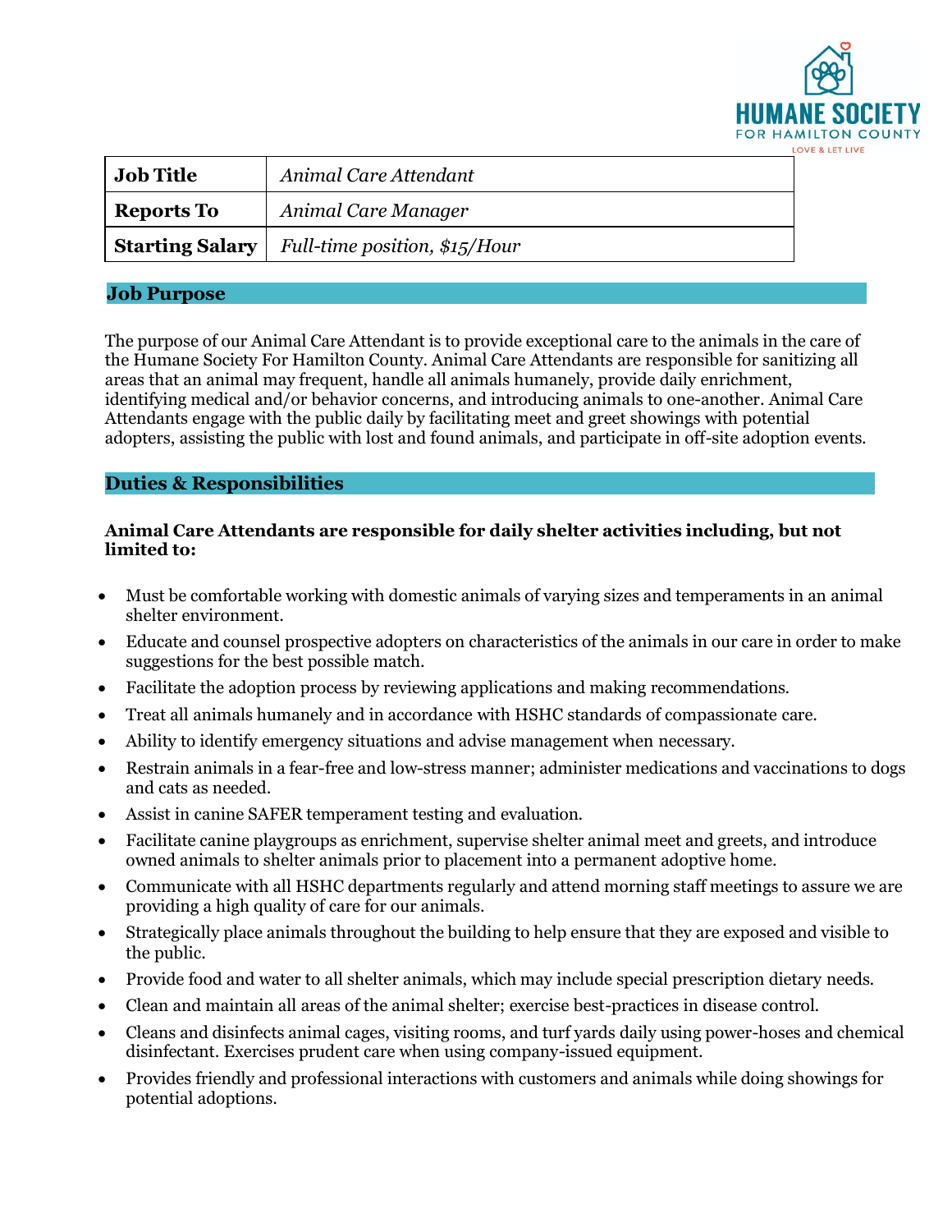HUMANE SOCIETY FOR HAMILTON COUNTY
LOVE & LET LIVE

| **Job Title** | *Animal Care Attendant* |
|---|---|
| **Reports To** | *Animal Care Manager* |
| **Starting Salary** | *Full-time position, $15/Hour* |

## Job Purpose

The purpose of our Animal Care Attendant is to provide exceptional care to the animals in the care of the Humane Society For Hamilton County. Animal Care Attendants are responsible for sanitizing all areas that an animal may frequent, handle all animals humanely, provide daily enrichment, identifying medical and/or behavior concerns, and introducing animals to one-another. Animal Care Attendants engage with the public daily by facilitating meet and greet showings with potential adopters, assisting the public with lost and found animals, and participate in off-site adoption events.

## Duties & Responsibilities

**Animal Care Attendants are responsible for daily shelter activities including, but not limited to:**

- Must be comfortable working with domestic animals of varying sizes and temperaments in an animal shelter environment.
- Educate and counsel prospective adopters on characteristics of the animals in our care in order to make suggestions for the best possible match.
- Facilitate the adoption process by reviewing applications and making recommendations.
- Treat all animals humanely and in accordance with HSHC standards of compassionate care.
- Ability to identify emergency situations and advise management when necessary.
- Restrain animals in a fear-free and low-stress manner; administer medications and vaccinations to dogs and cats as needed.
- Assist in canine SAFER temperament testing and evaluation.
- Facilitate canine playgroups as enrichment, supervise shelter animal meet and greets, and introduce owned animals to shelter animals prior to placement into a permanent adoptive home.
- Communicate with all HSHC departments regularly and attend morning staff meetings to assure we are providing a high quality of care for our animals.
- Strategically place animals throughout the building to help ensure that they are exposed and visible to the public.
- Provide food and water to all shelter animals, which may include special prescription dietary needs.
- Clean and maintain all areas of the animal shelter; exercise best-practices in disease control.
- Cleans and disinfects animal cages, visiting rooms, and turf yards daily using power-hoses and chemical disinfectant. Exercises prudent care when using company-issued equipment.
- Provides friendly and professional interactions with customers and animals while doing showings for potential adoptions.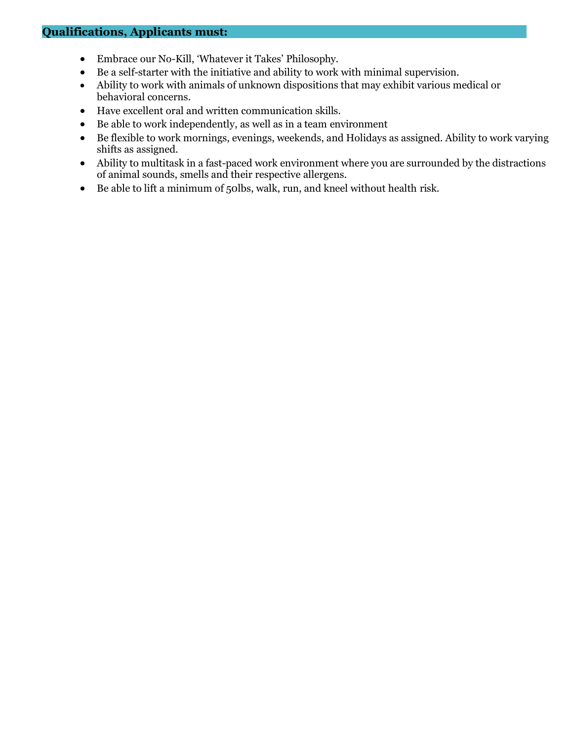## Qualifications, Applicants must:

- Embrace our No-Kill, 'Whatever it Takes' Philosophy.
- Be a self-starter with the initiative and ability to work with minimal supervision.
- Ability to work with animals of unknown dispositions that may exhibit various medical or behavioral concerns.
- Have excellent oral and written communication skills.
- Be able to work independently, as well as in a team environment
- Be flexible to work mornings, evenings, weekends, and Holidays as assigned. Ability to work varying shifts as assigned.
- Ability to multitask in a fast-paced work environment where you are surrounded by the distractions of animal sounds, smells and their respective allergens.
- Be able to lift a minimum of 50lbs, walk, run, and kneel without health risk.